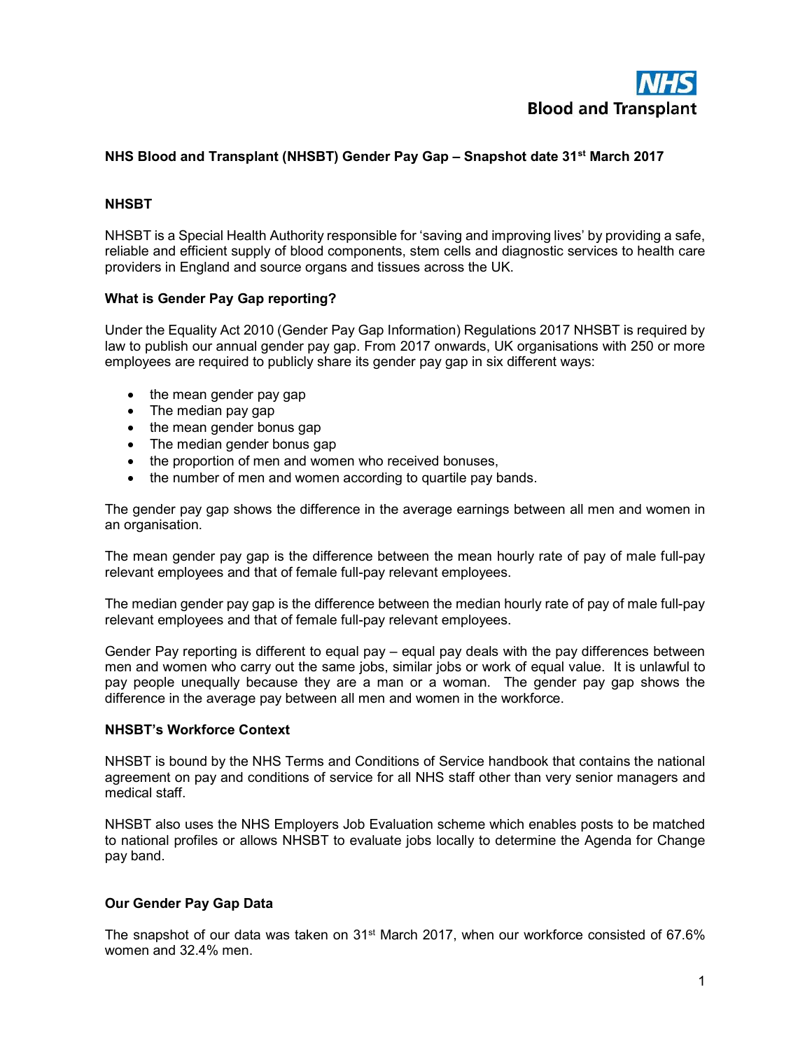NHS Blood and Transplant

# NHS Blood and Transplant (NHSBT) Gender Pay Gap – Snapshot date 31st March 2017

## NHSBT

NHSBT is a Special Health Authority responsible for 'saving and improving lives' by providing a safe, reliable and efficient supply of blood components, stem cells and diagnostic services to health care providers in England and source organs and tissues across the UK.

## What is Gender Pay Gap reporting?

Under the Equality Act 2010 (Gender Pay Gap Information) Regulations 2017 NHSBT is required by law to publish our annual gender pay gap. From 2017 onwards, UK organisations with 250 or more employees are required to publicly share its gender pay gap in six different ways:

- the mean gender pay gap
- The median pay gap
- the mean gender bonus gap
- The median gender bonus gap
- the proportion of men and women who received bonuses,
- the number of men and women according to quartile pay bands.

The gender pay gap shows the difference in the average earnings between all men and women in an organisation.

The mean gender pay gap is the difference between the mean hourly rate of pay of male full-pay relevant employees and that of female full-pay relevant employees.

The median gender pay gap is the difference between the median hourly rate of pay of male full-pay relevant employees and that of female full-pay relevant employees.

Gender Pay reporting is different to equal pay – equal pay deals with the pay differences between men and women who carry out the same jobs, similar jobs or work of equal value. It is unlawful to pay people unequally because they are a man or a woman. The gender pay gap shows the difference in the average pay between all men and women in the workforce.

## NHSBT's Workforce Context

NHSBT is bound by the NHS Terms and Conditions of Service handbook that contains the national agreement on pay and conditions of service for all NHS staff other than very senior managers and medical staff.

NHSBT also uses the NHS Employers Job Evaluation scheme which enables posts to be matched to national profiles or allows NHSBT to evaluate jobs locally to determine the Agenda for Change pay band.

## Our Gender Pay Gap Data

The snapshot of our data was taken on 31st March 2017, when our workforce consisted of 67.6% women and 32.4% men.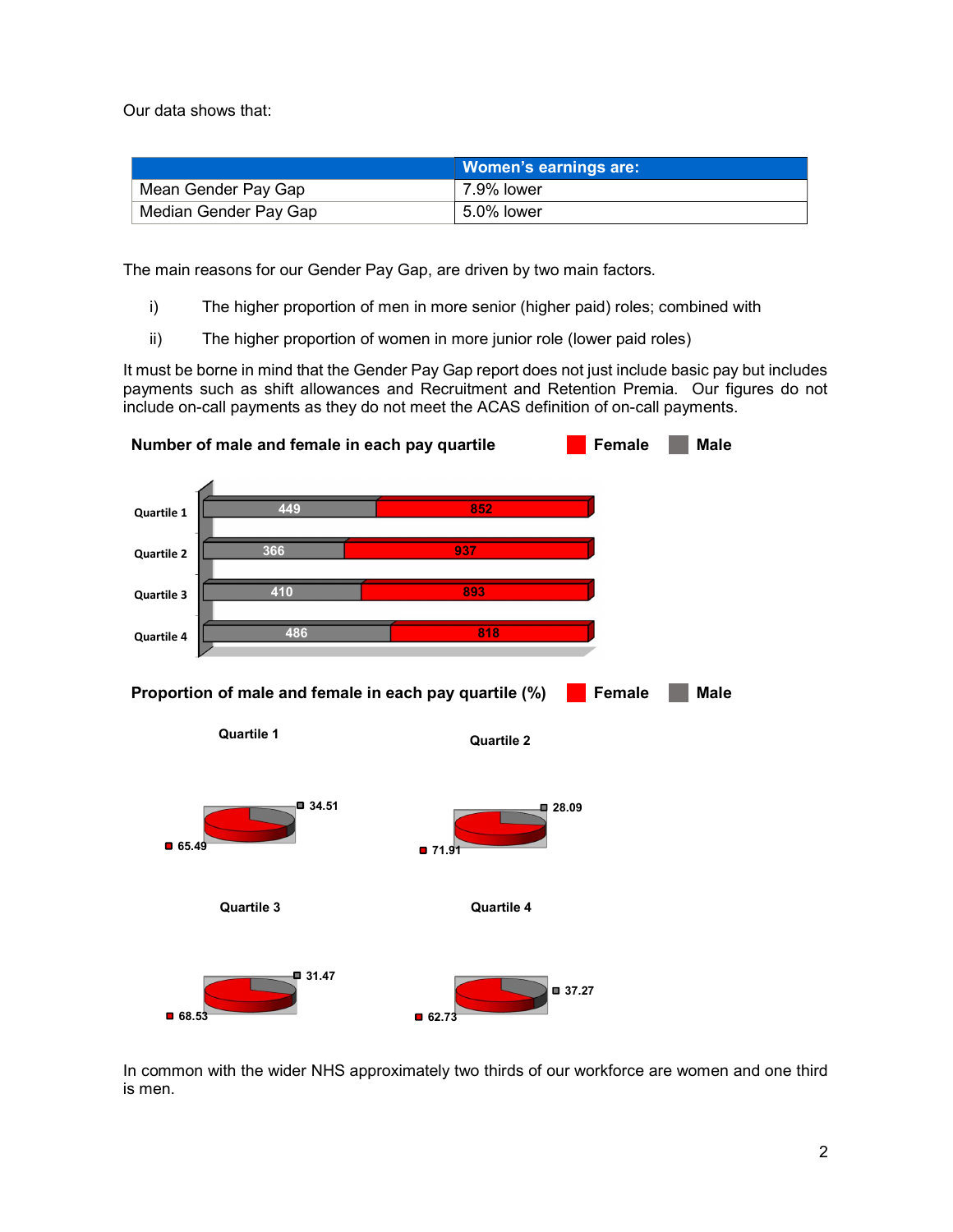Our data shows that:

| | Women's earnings are: |
|---|---|
| Mean Gender Pay Gap | 7.9% lower |
| Median Gender Pay Gap | 5.0% lower |

The main reasons for our Gender Pay Gap, are driven by two main factors.

i) The higher proportion of men in more senior (higher paid) roles; combined with

ii) The higher proportion of women in more junior role (lower paid roles)

It must be borne in mind that the Gender Pay Gap report does not just include basic pay but includes payments such as shift allowances and Recruitment and Retention Premia. Our figures do not include on-call payments as they do not meet the ACAS definition of on-call payments.

**Number of male and female in each pay quartile**

| | Male | Female |
|---|---|---|
| Quartile 1 | 449 | 852 |
| Quartile 2 | 366 | 937 |
| Quartile 3 | 410 | 893 |
| Quartile 4 | 486 | 818 |

**Proportion of male and female in each pay quartile (%)**

| | Male | Female |
|---|---|---|
| Quartile 1 | 34.51 | 65.49 |
| Quartile 2 | 28.09 | 71.91 |
| Quartile 3 | 31.47 | 68.53 |
| Quartile 4 | 37.27 | 62.73 |

In common with the wider NHS approximately two thirds of our workforce are women and one third is men.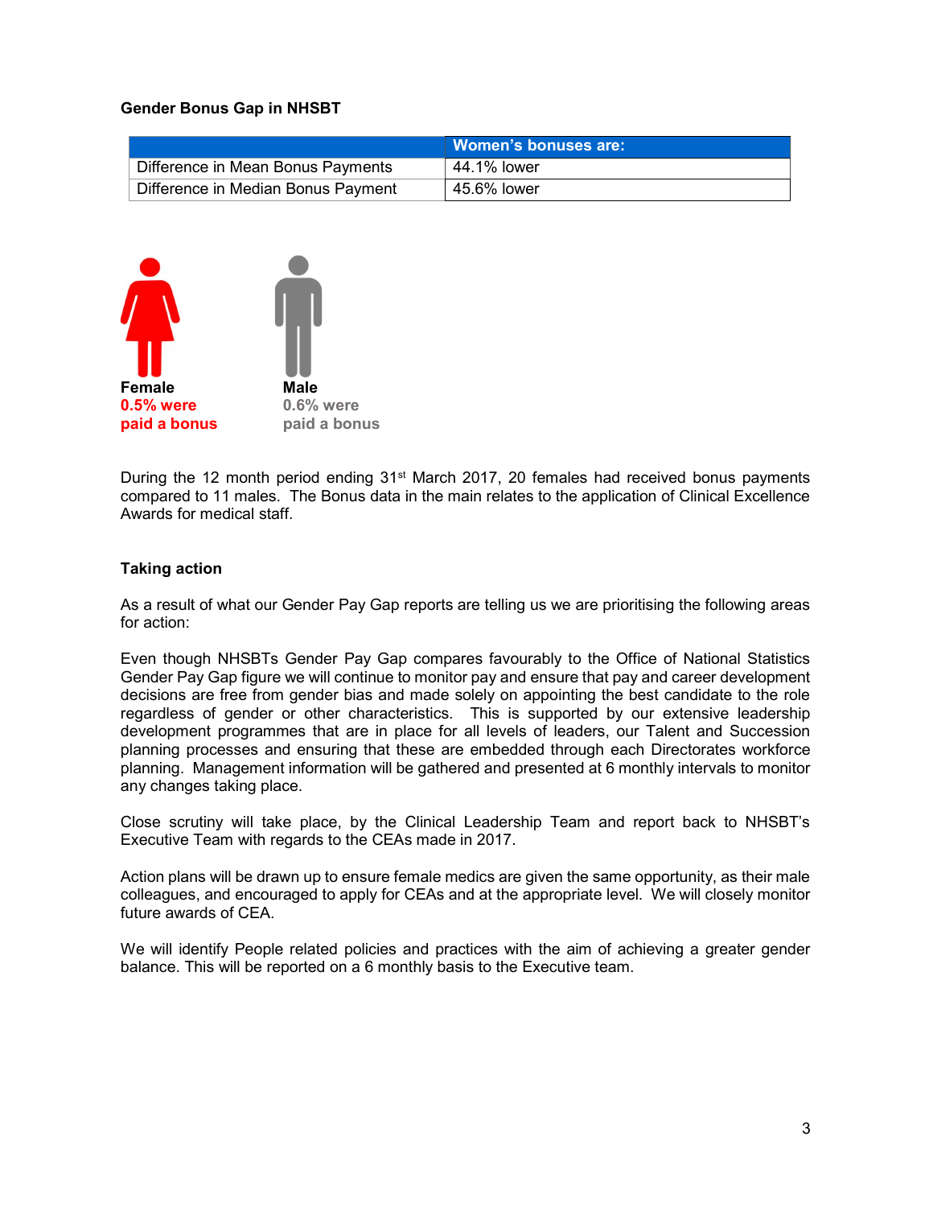**Gender Bonus Gap in NHSBT**

| | Women's bonuses are: |
|---|---|
| Difference in Mean Bonus Payments | 44.1% lower |
| Difference in Median Bonus Payment | 45.6% lower |

**Female**
**0.5% were paid a bonus**

**Male**
**0.6% were paid a bonus**

During the 12 month period ending 31st March 2017, 20 females had received bonus payments compared to 11 males. The Bonus data in the main relates to the application of Clinical Excellence Awards for medical staff.

**Taking action**

As a result of what our Gender Pay Gap reports are telling us we are prioritising the following areas for action:

Even though NHSBTs Gender Pay Gap compares favourably to the Office of National Statistics Gender Pay Gap figure we will continue to monitor pay and ensure that pay and career development decisions are free from gender bias and made solely on appointing the best candidate to the role regardless of gender or other characteristics. This is supported by our extensive leadership development programmes that are in place for all levels of leaders, our Talent and Succession planning processes and ensuring that these are embedded through each Directorates workforce planning. Management information will be gathered and presented at 6 monthly intervals to monitor any changes taking place.

Close scrutiny will take place, by the Clinical Leadership Team and report back to NHSBT's Executive Team with regards to the CEAs made in 2017.

Action plans will be drawn up to ensure female medics are given the same opportunity, as their male colleagues, and encouraged to apply for CEAs and at the appropriate level. We will closely monitor future awards of CEA.

We will identify People related policies and practices with the aim of achieving a greater gender balance. This will be reported on a 6 monthly basis to the Executive team.